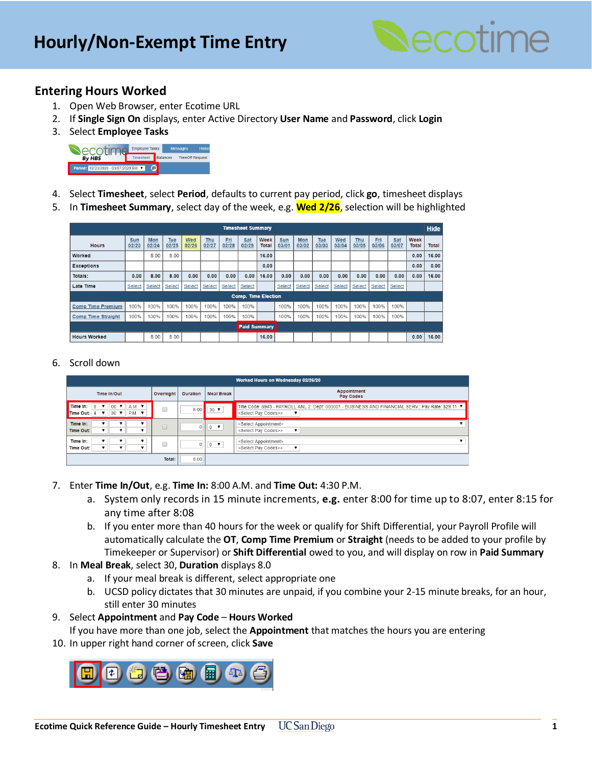# Hourly/Non-Exempt Time Entry

## Entering Hours Worked

1. Open Web Browser, enter Ecotime URL
2. If **Single Sign On** displays, enter Active Directory **User Name** and **Password**, click **Login**
3. Select **Employee Tasks**
4. Select **Timesheet**, select **Period**, defaults to current pay period, click **go**, timesheet displays
5. In **Timesheet Summary**, select day of the week, e.g. **Wed 2/26**, selection will be highlighted
6. Scroll down
7. Enter **Time In/Out**, e.g. **Time In:** 8:00 A.M. and **Time Out:** 4:30 P.M.
   a. System only records in 15 minute increments, **e.g.** enter 8:00 for time up to 8:07, enter 8:15 for any time after 8:08
   b. If you enter more than 40 hours for the week or qualify for Shift Differential, your Payroll Profile will automatically calculate the **OT**, **Comp Time Premium** or **Straight** (needs to be added to your profile by Timekeeper or Supervisor) or **Shift Differential** owed to you, and will display on row in **Paid Summary**
8. In **Meal Break**, select 30, **Duration** displays 8.0
   a. If your meal break is different, select appropriate one
   b. UCSD policy dictates that 30 minutes are unpaid, if you combine your 2-15 minute breaks, for an hour, still enter 30 minutes
9. Select **Appointment** and **Pay Code** – **Hours Worked**
   If you have more than one job, select the **Appointment** that matches the hours you are entering
10. In upper right hand corner of screen, click **Save**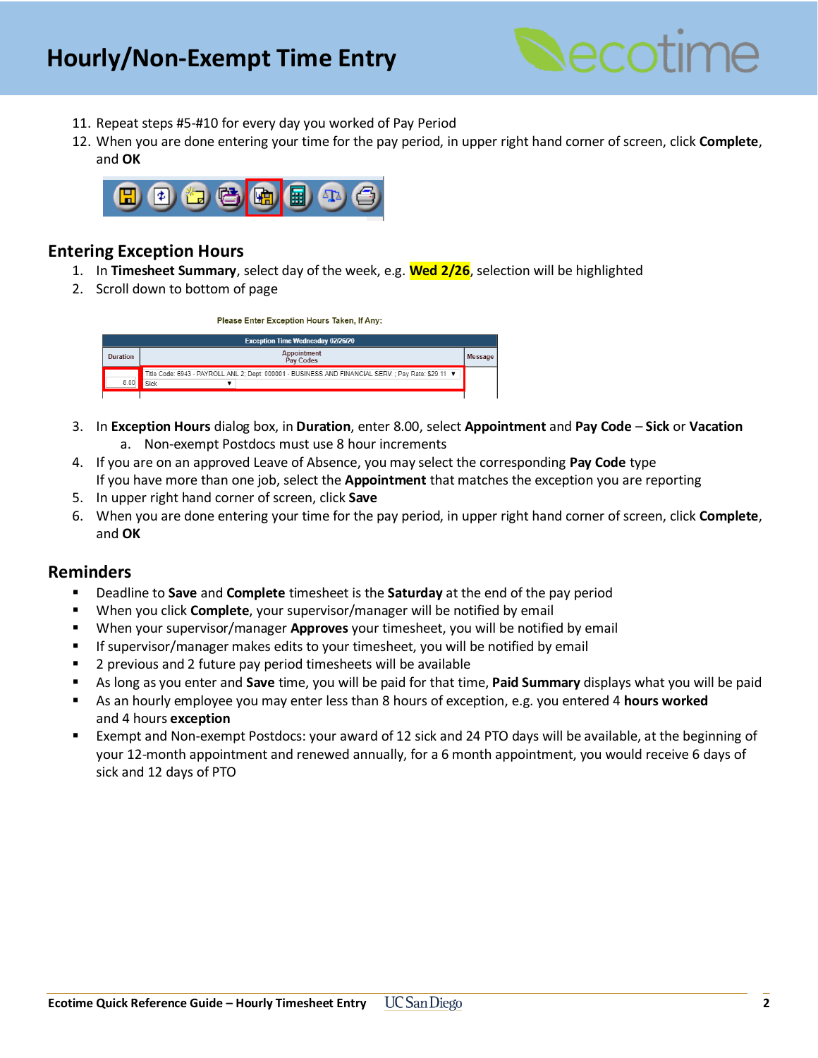# Hourly/Non-Exempt Time Entry

11. Repeat steps #5-#10 for every day you worked of Pay Period
12. When you are done entering your time for the pay period, in upper right hand corner of screen, click **Complete**, and **OK**

## Entering Exception Hours

1. In **Timesheet Summary**, select day of the week, e.g. **Wed 2/26**, selection will be highlighted
2. Scroll down to bottom of page

Please Enter Exception Hours Taken, If Any:

| Exception Time Wednesday 02/26/20 | | |
|---|---|---|
| Duration | Appointment Pay Codes | Message |
| 8.00 | Title Code: 6943 - PAYROLL ANL 2; Dept: 000001 - BUSINESS AND FINANCIAL SERV ; Pay Rate: $29.11 Sick | |

3. In **Exception Hours** dialog box, in **Duration**, enter 8.00, select **Appointment** and **Pay Code** – **Sick** or **Vacation**
   a. Non-exempt Postdocs must use 8 hour increments
4. If you are on an approved Leave of Absence, you may select the corresponding **Pay Code** type
   If you have more than one job, select the **Appointment** that matches the exception you are reporting
5. In upper right hand corner of screen, click **Save**
6. When you are done entering your time for the pay period, in upper right hand corner of screen, click **Complete**, and **OK**

## Reminders

- Deadline to **Save** and **Complete** timesheet is the **Saturday** at the end of the pay period
- When you click **Complete**, your supervisor/manager will be notified by email
- When your supervisor/manager **Approves** your timesheet, you will be notified by email
- If supervisor/manager makes edits to your timesheet, you will be notified by email
- 2 previous and 2 future pay period timesheets will be available
- As long as you enter and **Save** time, you will be paid for that time, **Paid Summary** displays what you will be paid
- As an hourly employee you may enter less than 8 hours of exception, e.g. you entered 4 **hours worked** and 4 hours **exception**
- Exempt and Non-exempt Postdocs: your award of 12 sick and 24 PTO days will be available, at the beginning of your 12-month appointment and renewed annually, for a 6 month appointment, you would receive 6 days of sick and 12 days of PTO